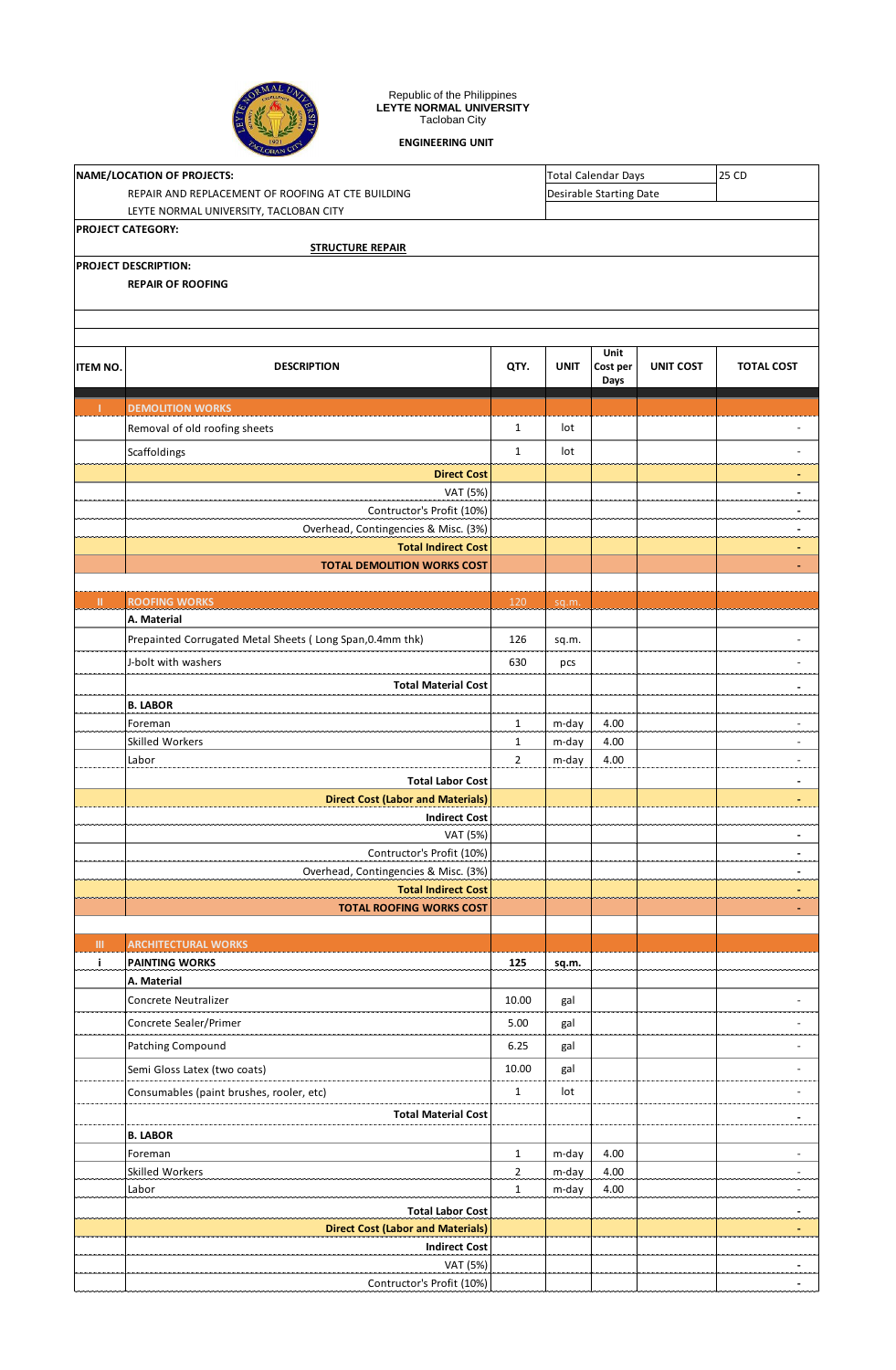Republic of the Philippines
**LEYTE NORMAL UNIVERSITY**
Tacloban City

**ENGINEERING UNIT**

| | |
|---|---|
| **NAME/LOCATION OF PROJECTS:** | Total Calendar Days: 25 CD |
| REPAIR AND REPLACEMENT OF ROOFING AT CTE BUILDING | Desirable Starting Date: |
| LEYTE NORMAL UNIVERSITY, TACLOBAN CITY | |

**PROJECT CATEGORY:**

**STRUCTURE REPAIR**

**PROJECT DESCRIPTION:**

**REPAIR OF ROOFING**

| ITEM NO. | DESCRIPTION | QTY. | UNIT | Unit Cost per Days | UNIT COST | TOTAL COST |
|---|---|---|---|---|---|---|
| I | DEMOLITION WORKS | | | | | |
| | Removal of old roofing sheets | 1 | lot | | | - |
| | Scaffoldings | 1 | lot | | | - |
| | **Direct Cost** | | | | | - |
| | VAT (5%) | | | | | - |
| | Contructor's Profit (10%) | | | | | - |
| | Overhead, Contingencies & Misc. (3%) | | | | | - |
| | **Total Indirect Cost** | | | | | - |
| | **TOTAL DEMOLITION WORKS COST** | | | | | - |
| | | | | | | |
| II | ROOFING WORKS | 120 | sq.m. | | | |
| | **A. Material** | | | | | |
| | Prepainted Corrugated Metal Sheets ( Long Span,0.4mm thk) | 126 | sq.m. | | | - |
| | J-bolt with washers | 630 | pcs | | | - |
| | **Total Material Cost** | | | | | - |
| | **B. LABOR** | | | | | |
| | Foreman | 1 | m-day | 4.00 | | - |
| | Skilled Workers | 1 | m-day | 4.00 | | - |
| | Labor | 2 | m-day | 4.00 | | - |
| | **Total Labor Cost** | | | | | - |
| | **Direct Cost (Labor and Materials)** | | | | | - |
| | **Indirect Cost** | | | | | |
| | VAT (5%) | | | | | - |
| | Contructor's Profit (10%) | | | | | - |
| | Overhead, Contingencies & Misc. (3%) | | | | | - |
| | **Total Indirect Cost** | | | | | - |
| | **TOTAL ROOFING WORKS COST** | | | | | - |
| | | | | | | |
| III | ARCHITECTURAL WORKS | | | | | |
| i | **PAINTING WORKS** | **125** | **sq.m.** | | | |
| | **A. Material** | | | | | |
| | Concrete Neutralizer | 10.00 | gal | | | - |
| | Concrete Sealer/Primer | 5.00 | gal | | | - |
| | Patching Compound | 6.25 | gal | | | - |
| | Semi Gloss Latex (two coats) | 10.00 | gal | | | - |
| | Consumables (paint brushes, rooler, etc) | 1 | lot | | | - |
| | **Total Material Cost** | | | | | - |
| | **B. LABOR** | | | | | |
| | Foreman | 1 | m-day | 4.00 | | - |
| | Skilled Workers | 2 | m-day | 4.00 | | - |
| | Labor | 1 | m-day | 4.00 | | - |
| | **Total Labor Cost** | | | | | - |
| | **Direct Cost (Labor and Materials)** | | | | | - |
| | **Indirect Cost** | | | | | |
| | VAT (5%) | | | | | - |
| | Contructor's Profit (10%) | | | | | - |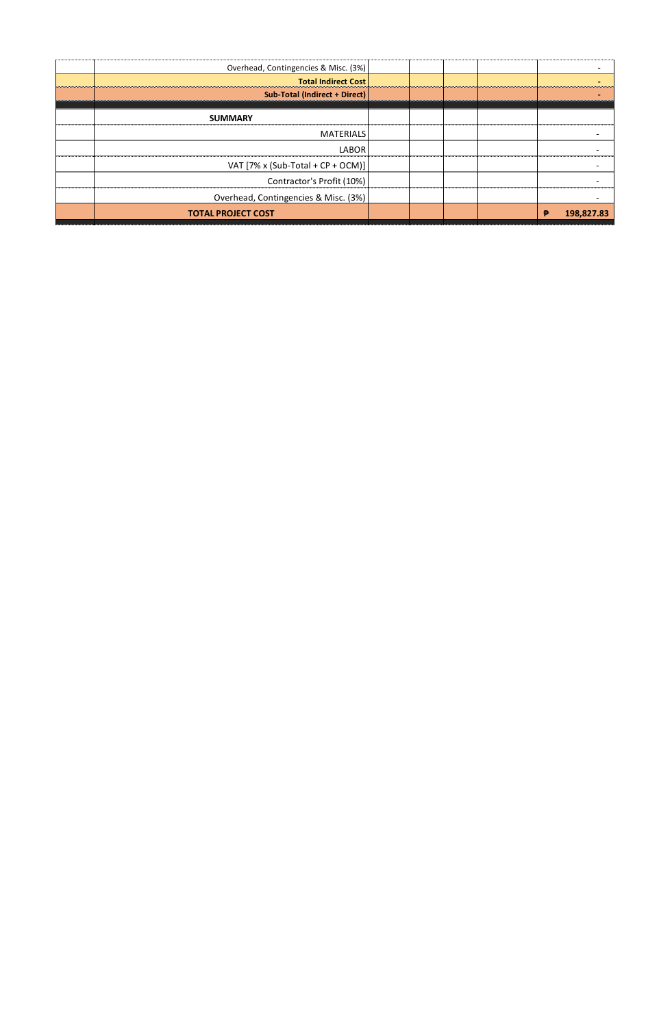| | | | | | |
|---|---|---|---|---|---|
| | Overhead, Contingencies & Misc. (3%) | | | | - |
| | **Total Indirect Cost** | | | | **-** |
| | **Sub-Total (Indirect + Direct)** | | | | **-** |
| | | | | | |
| | **SUMMARY** | | | | |
| | MATERIALS | | | | - |
| | LABOR | | | | - |
| | VAT [7% x (Sub-Total + CP + OCM)] | | | | - |
| | Contractor's Profit (10%) | | | | - |
| | Overhead, Contingencies & Misc. (3%) | | | | - |
| | **TOTAL PROJECT COST** | | | | **₱ 198,827.83** |